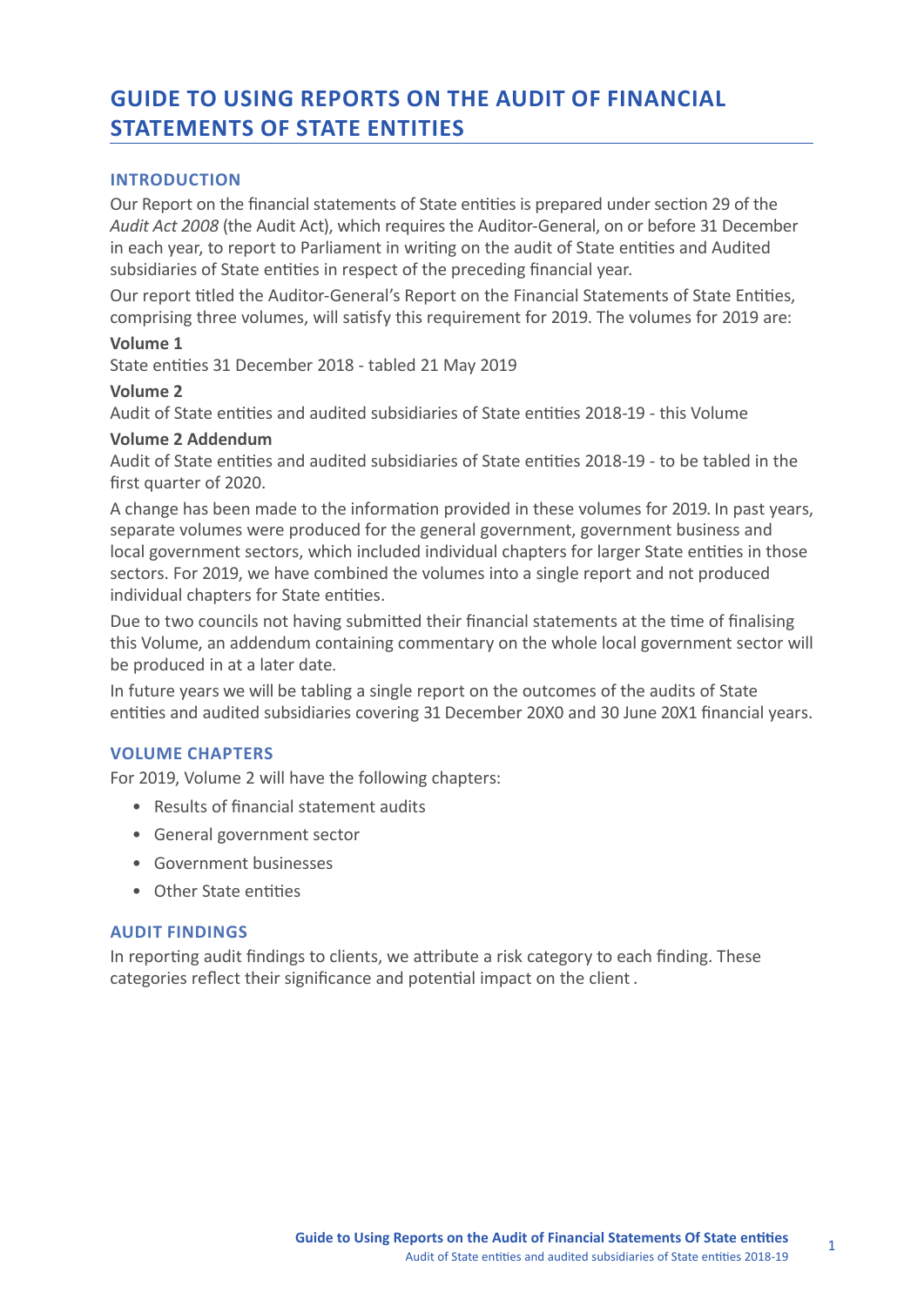# GUIDE TO USING REPORTS ON THE AUDIT OF FINANCIAL STATEMENTS OF STATE ENTITIES

## INTRODUCTION

Our Report on the financial statements of State entities is prepared under section 29 of the *Audit Act 2008* (the Audit Act), which requires the Auditor-General, on or before 31 December in each year, to report to Parliament in writing on the audit of State entities and Audited subsidiaries of State entities in respect of the preceding financial year.

Our report titled the Auditor-General's Report on the Financial Statements of State Entities, comprising three volumes, will satisfy this requirement for 2019. The volumes for 2019 are:

**Volume 1**

State entities 31 December 2018 - tabled 21 May 2019

**Volume 2**

Audit of State entities and audited subsidiaries of State entities 2018-19 - this Volume

**Volume 2 Addendum**

Audit of State entities and audited subsidiaries of State entities 2018-19 - to be tabled in the first quarter of 2020.

A change has been made to the information provided in these volumes for 2019. In past years, separate volumes were produced for the general government, government business and local government sectors, which included individual chapters for larger State entities in those sectors. For 2019, we have combined the volumes into a single report and not produced individual chapters for State entities.

Due to two councils not having submitted their financial statements at the time of finalising this Volume, an addendum containing commentary on the whole local government sector will be produced in at a later date.

In future years we will be tabling a single report on the outcomes of the audits of State entities and audited subsidiaries covering 31 December 20X0 and 30 June 20X1 financial years.

## VOLUME CHAPTERS

For 2019, Volume 2 will have the following chapters:

- Results of financial statement audits
- General government sector
- Government businesses
- Other State entities

## AUDIT FINDINGS

In reporting audit findings to clients, we attribute a risk category to each finding. These categories reflect their significance and potential impact on the client .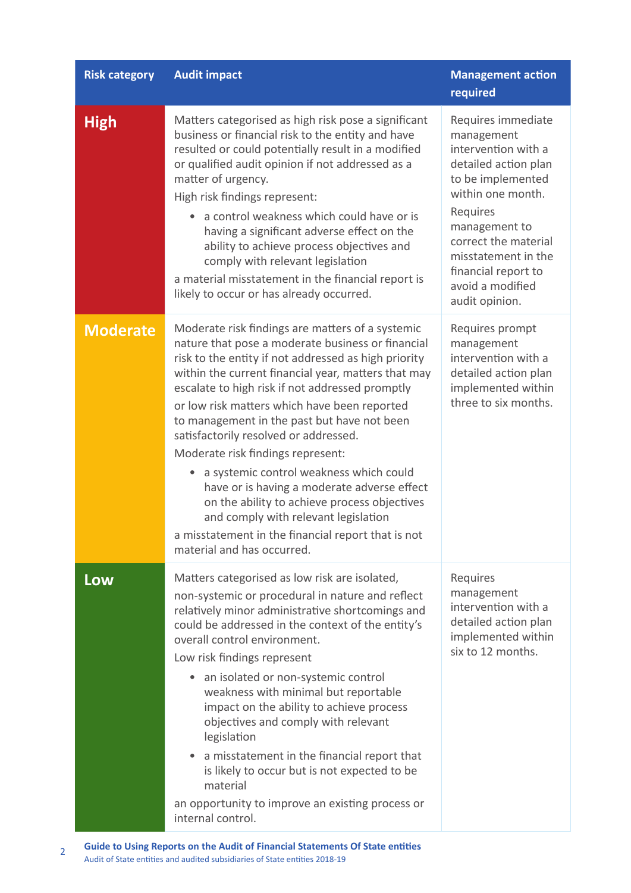| Risk category | Audit impact | Management action required |
| --- | --- | --- |
| **High** | Matters categorised as high risk pose a significant business or financial risk to the entity and have resulted or could potentially result in a modified or qualified audit opinion if not addressed as a matter of urgency.<br>High risk findings represent:<br>• a control weakness which could have or is having a significant adverse effect on the ability to achieve process objectives and comply with relevant legislation<br>a material misstatement in the financial report is likely to occur or has already occurred. | Requires immediate management intervention with a detailed action plan to be implemented within one month.<br>Requires management to correct the material misstatement in the financial report to avoid a modified audit opinion. |
| **Moderate** | Moderate risk findings are matters of a systemic nature that pose a moderate business or financial risk to the entity if not addressed as high priority within the current financial year, matters that may escalate to high risk if not addressed promptly<br>or low risk matters which have been reported to management in the past but have not been satisfactorily resolved or addressed.<br>Moderate risk findings represent:<br>• a systemic control weakness which could have or is having a moderate adverse effect on the ability to achieve process objectives and comply with relevant legislation<br>a misstatement in the financial report that is not material and has occurred. | Requires prompt management intervention with a detailed action plan implemented within three to six months. |
| **Low** | Matters categorised as low risk are isolated, non-systemic or procedural in nature and reflect relatively minor administrative shortcomings and could be addressed in the context of the entity's overall control environment.<br>Low risk findings represent<br>• an isolated or non-systemic control weakness with minimal but reportable impact on the ability to achieve process objectives and comply with relevant legislation<br>• a misstatement in the financial report that is likely to occur but is not expected to be material<br>an opportunity to improve an existing process or internal control. | Requires management intervention with a detailed action plan implemented within six to 12 months. |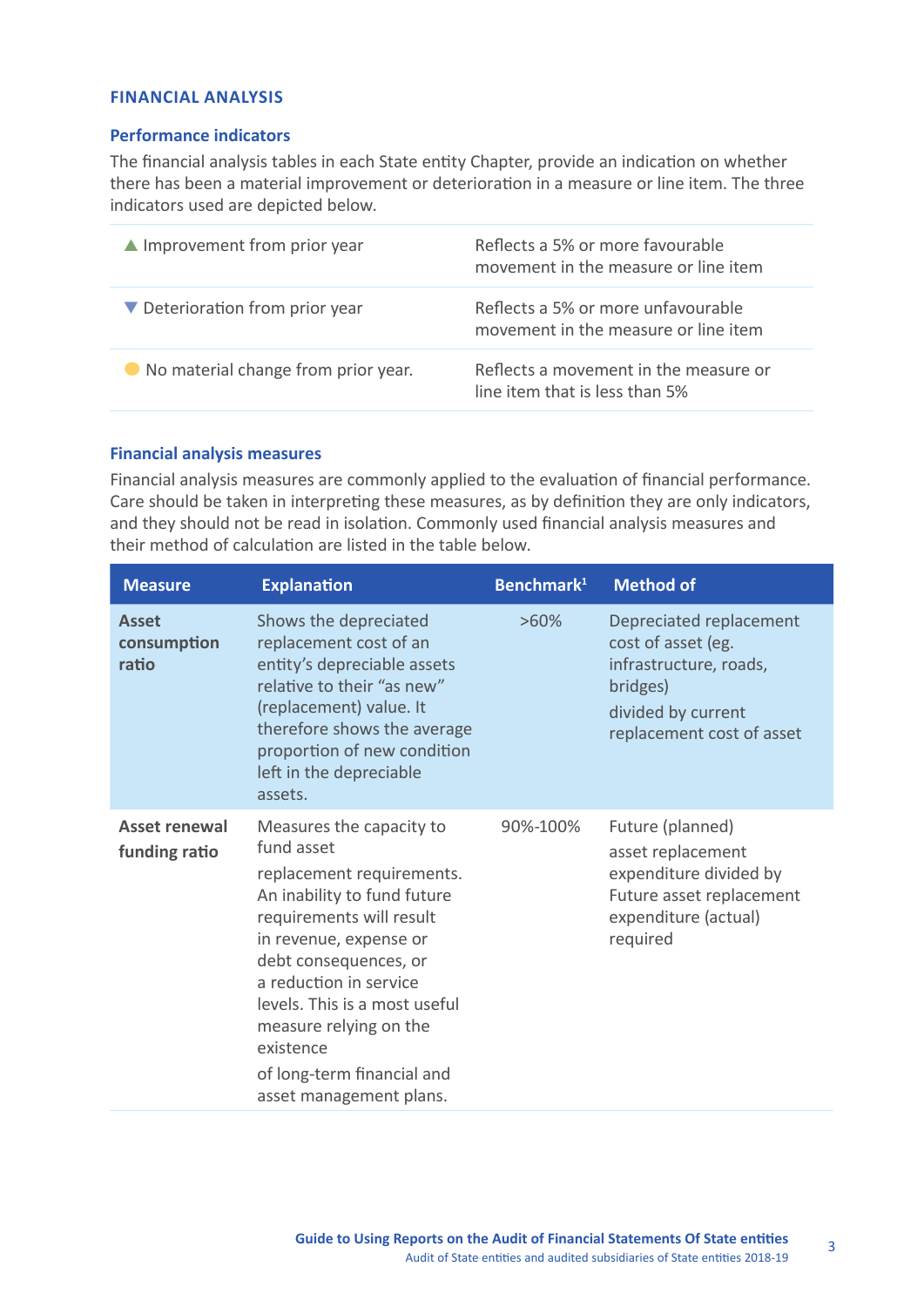## FINANCIAL ANALYSIS

### Performance indicators

The financial analysis tables in each State entity Chapter, provide an indication on whether there has been a material improvement or deterioration in a measure or line item. The three indicators used are depicted below.

| | |
|---|---|
| ▲ Improvement from prior year | Reflects a 5% or more favourable movement in the measure or line item |
| ▼ Deterioration from prior year | Reflects a 5% or more unfavourable movement in the measure or line item |
| ● No material change from prior year. | Reflects a movement in the measure or line item that is less than 5% |

### Financial analysis measures

Financial analysis measures are commonly applied to the evaluation of financial performance. Care should be taken in interpreting these measures, as by definition they are only indicators, and they should not be read in isolation. Commonly used financial analysis measures and their method of calculation are listed in the table below.

| Measure | Explanation | Benchmark[1] | Method of |
|---|---|---|---|
| **Asset consumption ratio** | Shows the depreciated replacement cost of an entity's depreciable assets relative to their "as new" (replacement) value. It therefore shows the average proportion of new condition left in the depreciable assets. | >60% | Depreciated replacement cost of asset (eg. infrastructure, roads, bridges) divided by current replacement cost of asset |
| **Asset renewal funding ratio** | Measures the capacity to fund asset replacement requirements. An inability to fund future requirements will result in revenue, expense or debt consequences, or a reduction in service levels. This is a most useful measure relying on the existence of long-term financial and asset management plans. | 90%-100% | Future (planned) asset replacement expenditure divided by Future asset replacement expenditure (actual) required |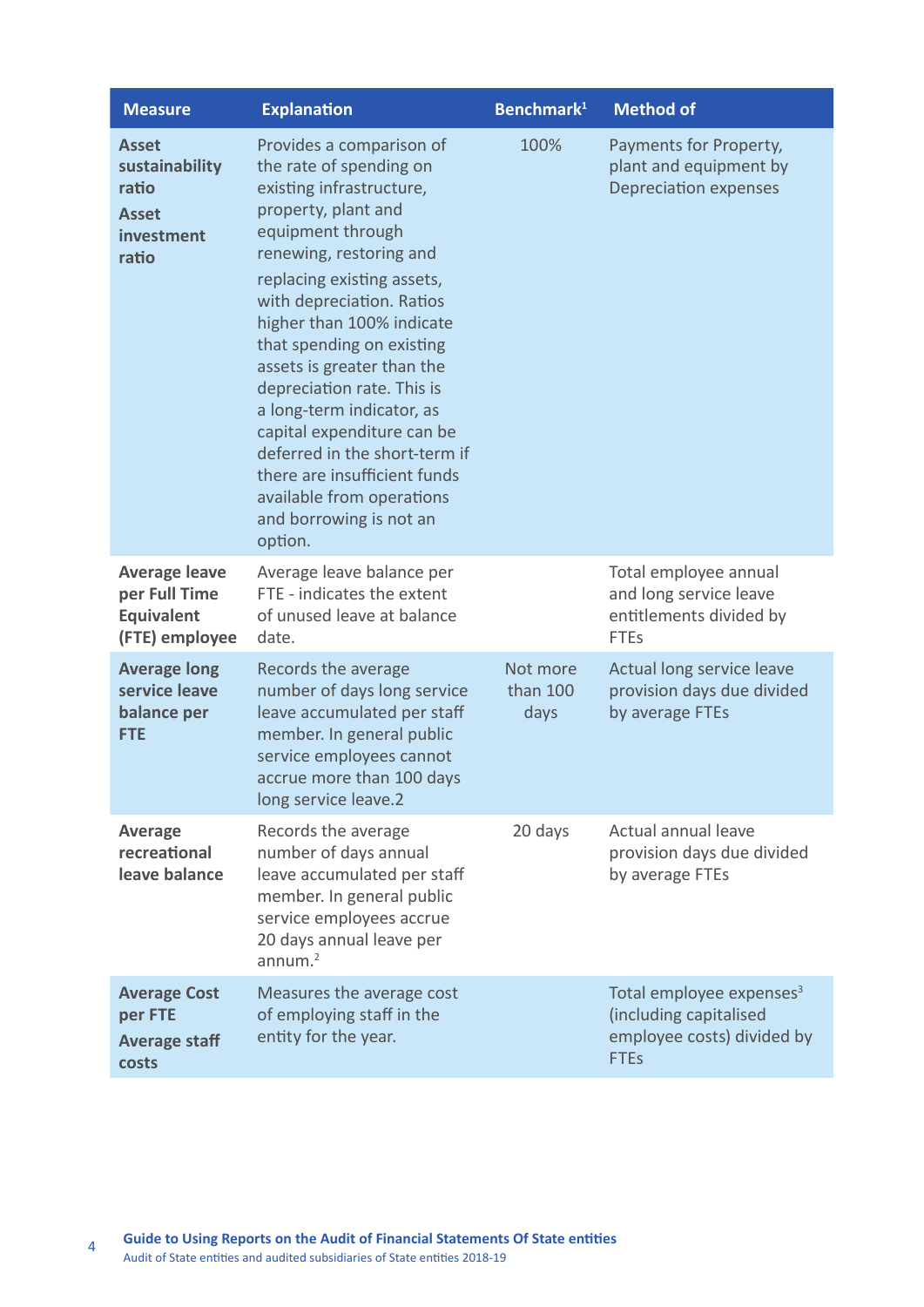| Measure | Explanation | Benchmark[1] | Method of |
|---|---|---|---|
| **Asset sustainability ratio** **Asset investment ratio** | Provides a comparison of the rate of spending on existing infrastructure, property, plant and equipment through renewing, restoring and replacing existing assets, with depreciation. Ratios higher than 100% indicate that spending on existing assets is greater than the depreciation rate. This is a long-term indicator, as capital expenditure can be deferred in the short-term if there are insufficient funds available from operations and borrowing is not an option. | 100% | Payments for Property, plant and equipment by Depreciation expenses |
| **Average leave per Full Time Equivalent (FTE) employee** | Average leave balance per FTE - indicates the extent of unused leave at balance date. | | Total employee annual and long service leave entitlements divided by FTEs |
| **Average long service leave balance per FTE** | Records the average number of days long service leave accumulated per staff member. In general public service employees cannot accrue more than 100 days long service leave.2 | Not more than 100 days | Actual long service leave provision days due divided by average FTEs |
| **Average recreational leave balance** | Records the average number of days annual leave accumulated per staff member. In general public service employees accrue 20 days annual leave per annum.[2] | 20 days | Actual annual leave provision days due divided by average FTEs |
| **Average Cost per FTE** **Average staff costs** | Measures the average cost of employing staff in the entity for the year. | | Total employee expenses[3] (including capitalised employee costs) divided by FTEs |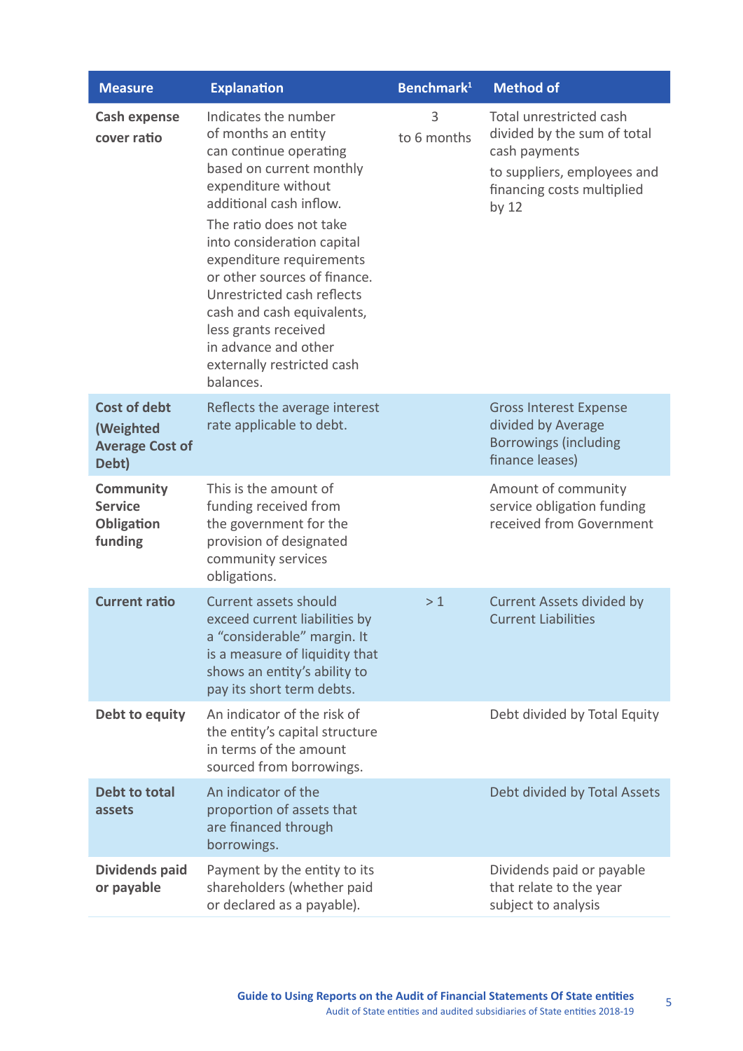| Measure | Explanation | Benchmark[1] | Method of |
|---|---|---|---|
| **Cash expense cover ratio** | Indicates the number of months an entity can continue operating based on current monthly expenditure without additional cash inflow. The ratio does not take into consideration capital expenditure requirements or other sources of finance. Unrestricted cash reflects cash and cash equivalents, less grants received in advance and other externally restricted cash balances. | 3 to 6 months | Total unrestricted cash divided by the sum of total cash payments to suppliers, employees and financing costs multiplied by 12 |
| **Cost of debt (Weighted Average Cost of Debt)** | Reflects the average interest rate applicable to debt. | | Gross Interest Expense divided by Average Borrowings (including finance leases) |
| **Community Service Obligation funding** | This is the amount of funding received from the government for the provision of designated community services obligations. | | Amount of community service obligation funding received from Government |
| **Current ratio** | Current assets should exceed current liabilities by a "considerable" margin. It is a measure of liquidity that shows an entity's ability to pay its short term debts. | > 1 | Current Assets divided by Current Liabilities |
| **Debt to equity** | An indicator of the risk of the entity's capital structure in terms of the amount sourced from borrowings. | | Debt divided by Total Equity |
| **Debt to total assets** | An indicator of the proportion of assets that are financed through borrowings. | | Debt divided by Total Assets |
| **Dividends paid or payable** | Payment by the entity to its shareholders (whether paid or declared as a payable). | | Dividends paid or payable that relate to the year subject to analysis |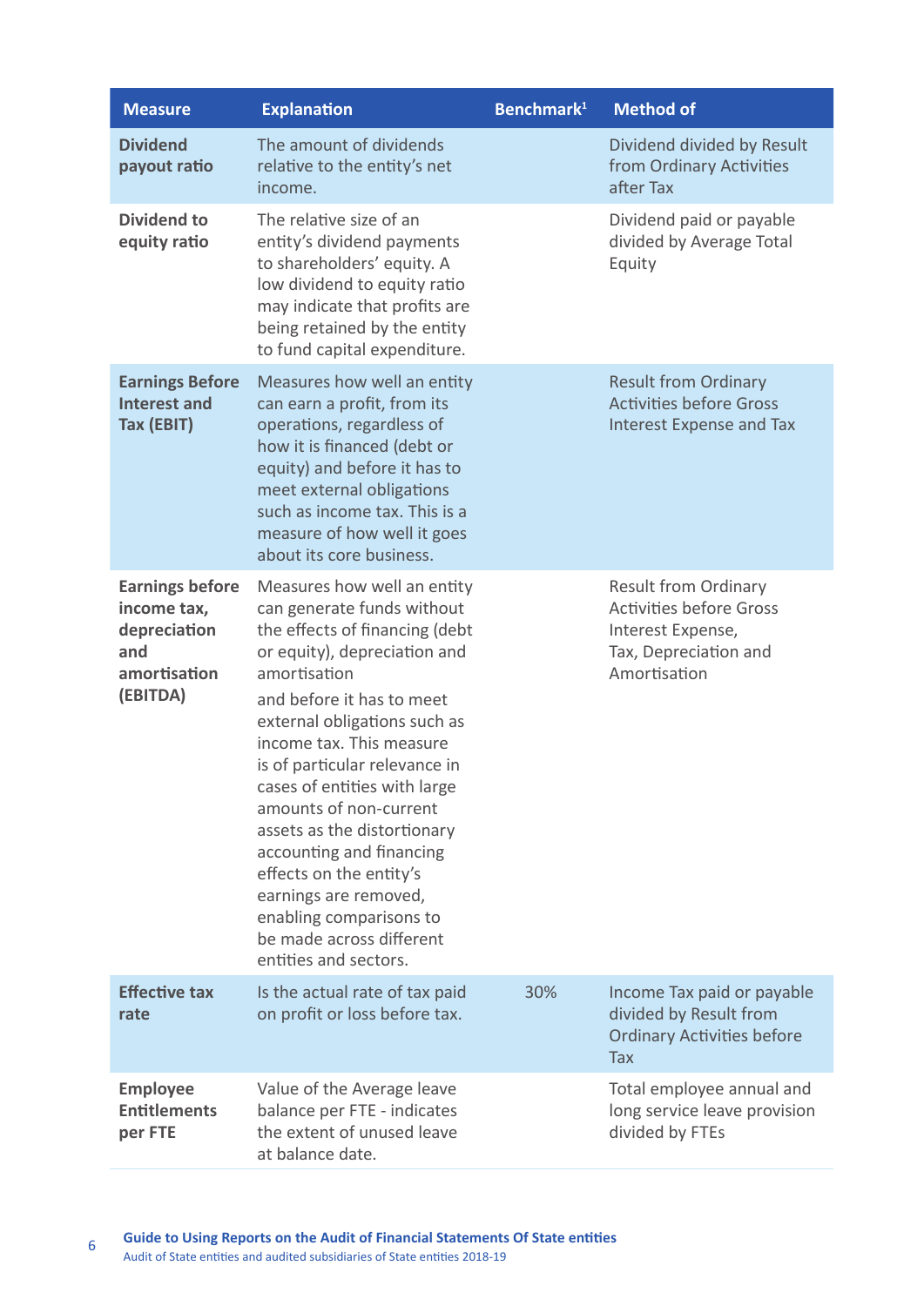| Measure | Explanation | Benchmark[1] | Method of |
|---|---|---|---|
| **Dividend payout ratio** | The amount of dividends relative to the entity's net income. | | Dividend divided by Result from Ordinary Activities after Tax |
| **Dividend to equity ratio** | The relative size of an entity's dividend payments to shareholders' equity. A low dividend to equity ratio may indicate that profits are being retained by the entity to fund capital expenditure. | | Dividend paid or payable divided by Average Total Equity |
| **Earnings Before Interest and Tax (EBIT)** | Measures how well an entity can earn a profit, from its operations, regardless of how it is financed (debt or equity) and before it has to meet external obligations such as income tax. This is a measure of how well it goes about its core business. | | Result from Ordinary Activities before Gross Interest Expense and Tax |
| **Earnings before income tax, depreciation and amortisation (EBITDA)** | Measures how well an entity can generate funds without the effects of financing (debt or equity), depreciation and amortisation and before it has to meet external obligations such as income tax. This measure is of particular relevance in cases of entities with large amounts of non-current assets as the distortionary accounting and financing effects on the entity's earnings are removed, enabling comparisons to be made across different entities and sectors. | | Result from Ordinary Activities before Gross Interest Expense, Tax, Depreciation and Amortisation |
| **Effective tax rate** | Is the actual rate of tax paid on profit or loss before tax. | 30% | Income Tax paid or payable divided by Result from Ordinary Activities before Tax |
| **Employee Entitlements per FTE** | Value of the Average leave balance per FTE - indicates the extent of unused leave at balance date. | | Total employee annual and long service leave provision divided by FTEs |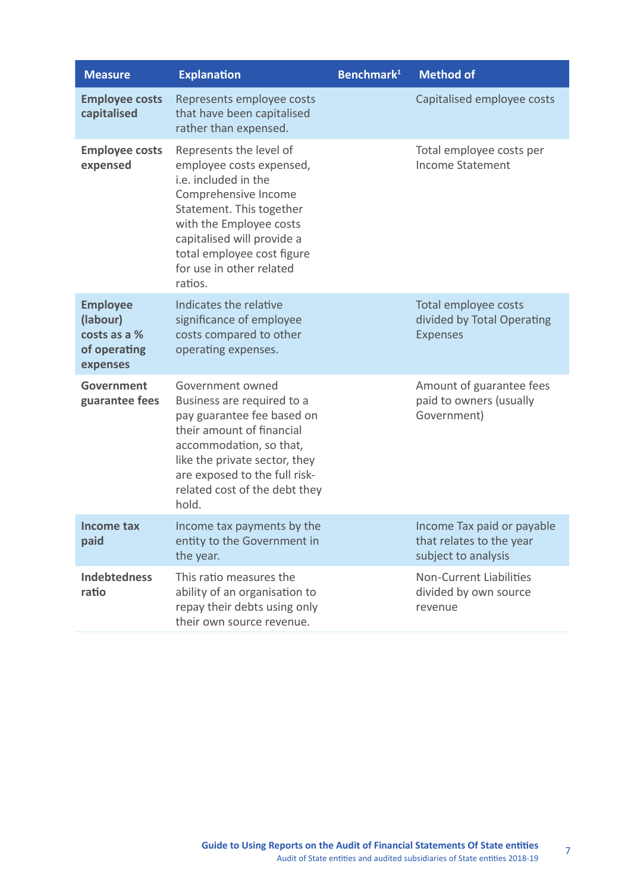| Measure | Explanation | Benchmark[1] | Method of |
|---|---|---|---|
| **Employee costs capitalised** | Represents employee costs that have been capitalised rather than expensed. | | Capitalised employee costs |
| **Employee costs expensed** | Represents the level of employee costs expensed, i.e. included in the Comprehensive Income Statement. This together with the Employee costs capitalised will provide a total employee cost figure for use in other related ratios. | | Total employee costs per Income Statement |
| **Employee (labour) costs as a % of operating expenses** | Indicates the relative significance of employee costs compared to other operating expenses. | | Total employee costs divided by Total Operating Expenses |
| **Government guarantee fees** | Government owned Business are required to a pay guarantee fee based on their amount of financial accommodation, so that, like the private sector, they are exposed to the full risk-related cost of the debt they hold. | | Amount of guarantee fees paid to owners (usually Government) |
| **Income tax paid** | Income tax payments by the entity to the Government in the year. | | Income Tax paid or payable that relates to the year subject to analysis |
| **Indebtedness ratio** | This ratio measures the ability of an organisation to repay their debts using only their own source revenue. | | Non-Current Liabilities divided by own source revenue |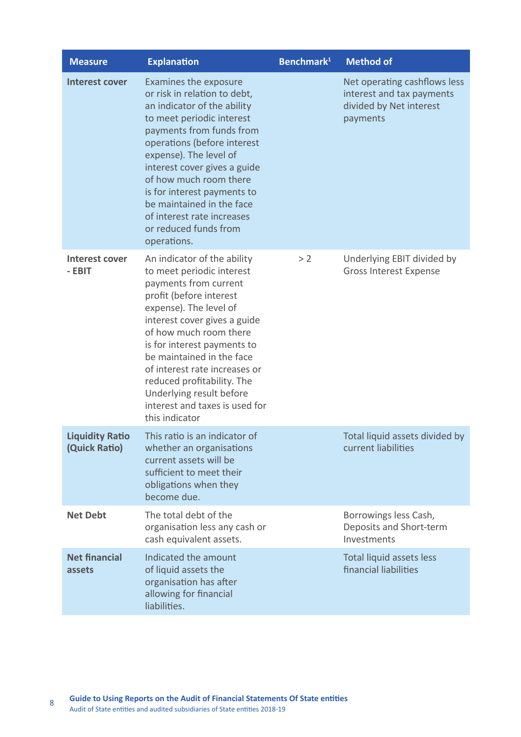| Measure | Explanation | Benchmark[1] | Method of |
|---|---|---|---|
| **Interest cover** | Examines the exposure or risk in relation to debt, an indicator of the ability to meet periodic interest payments from funds from operations (before interest expense). The level of interest cover gives a guide of how much room there is for interest payments to be maintained in the face of interest rate increases or reduced funds from operations. | | Net operating cashflows less interest and tax payments divided by Net interest payments |
| **Interest cover - EBIT** | An indicator of the ability to meet periodic interest payments from current profit (before interest expense). The level of interest cover gives a guide of how much room there is for interest payments to be maintained in the face of interest rate increases or reduced profitability. The Underlying result before interest and taxes is used for this indicator | > 2 | Underlying EBIT divided by Gross Interest Expense |
| **Liquidity Ratio (Quick Ratio)** | This ratio is an indicator of whether an organisations current assets will be sufficient to meet their obligations when they become due. | | Total liquid assets divided by current liabilities |
| **Net Debt** | The total debt of the organisation less any cash or cash equivalent assets. | | Borrowings less Cash, Deposits and Short-term Investments |
| **Net financial assets** | Indicated the amount of liquid assets the organisation has after allowing for financial liabilities. | | Total liquid assets less financial liabilities |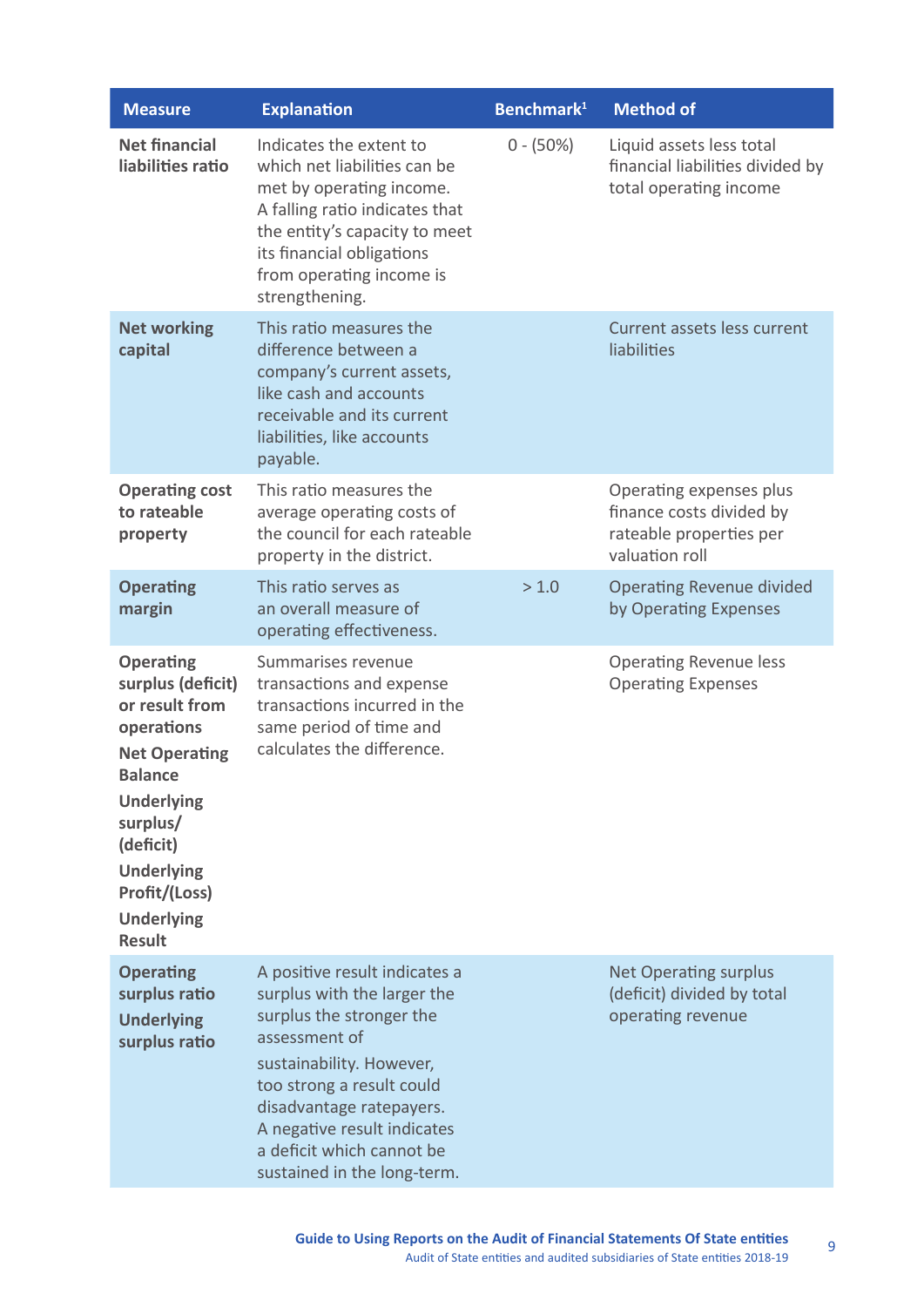| Measure | Explanation | Benchmark[1] | Method of |
|---|---|---|---|
| **Net financial liabilities ratio** | Indicates the extent to which net liabilities can be met by operating income. A falling ratio indicates that the entity's capacity to meet its financial obligations from operating income is strengthening. | 0 - (50%) | Liquid assets less total financial liabilities divided by total operating income |
| **Net working capital** | This ratio measures the difference between a company's current assets, like cash and accounts receivable and its current liabilities, like accounts payable. | | Current assets less current liabilities |
| **Operating cost to rateable property** | This ratio measures the average operating costs of the council for each rateable property in the district. | | Operating expenses plus finance costs divided by rateable properties per valuation roll |
| **Operating margin** | This ratio serves as an overall measure of operating effectiveness. | > 1.0 | Operating Revenue divided by Operating Expenses |
| **Operating surplus (deficit) or result from operations**<br>**Net Operating Balance**<br>**Underlying surplus/ (deficit)**<br>**Underlying Profit/(Loss)**<br>**Underlying Result** | Summarises revenue transactions and expense transactions incurred in the same period of time and calculates the difference. | | Operating Revenue less Operating Expenses |
| **Operating surplus ratio**<br>**Underlying surplus ratio** | A positive result indicates a surplus with the larger the surplus the stronger the assessment of sustainability. However, too strong a result could disadvantage ratepayers. A negative result indicates a deficit which cannot be sustained in the long-term. | | Net Operating surplus (deficit) divided by total operating revenue |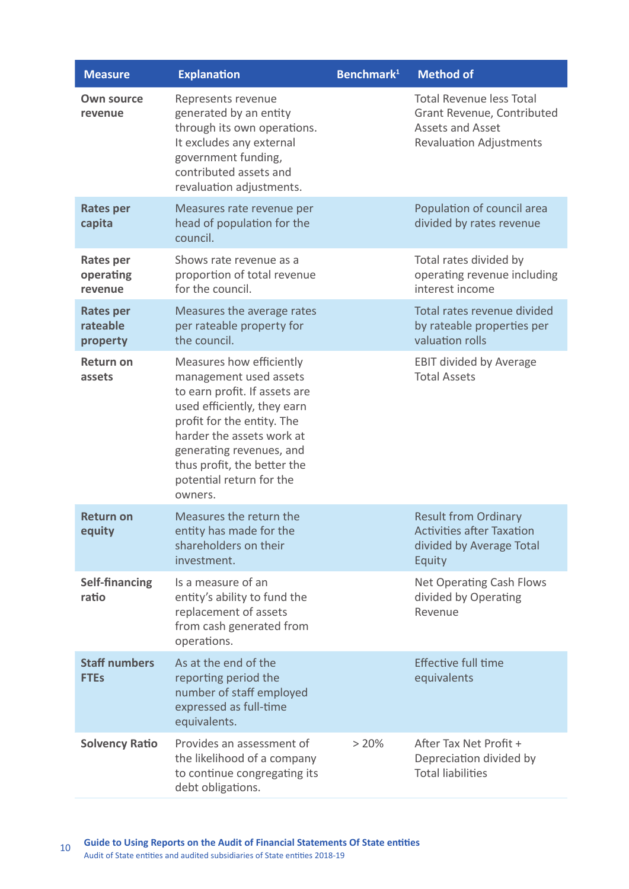| Measure | Explanation | Benchmark[1] | Method of |
|---|---|---|---|
| **Own source revenue** | Represents revenue generated by an entity through its own operations. It excludes any external government funding, contributed assets and revaluation adjustments. | | Total Revenue less Total Grant Revenue, Contributed Assets and Asset Revaluation Adjustments |
| **Rates per capita** | Measures rate revenue per head of population for the council. | | Population of council area divided by rates revenue |
| **Rates per operating revenue** | Shows rate revenue as a proportion of total revenue for the council. | | Total rates divided by operating revenue including interest income |
| **Rates per rateable property** | Measures the average rates per rateable property for the council. | | Total rates revenue divided by rateable properties per valuation rolls |
| **Return on assets** | Measures how efficiently management used assets to earn profit. If assets are used efficiently, they earn profit for the entity. The harder the assets work at generating revenues, and thus profit, the better the potential return for the owners. | | EBIT divided by Average Total Assets |
| **Return on equity** | Measures the return the entity has made for the shareholders on their investment. | | Result from Ordinary Activities after Taxation divided by Average Total Equity |
| **Self-financing ratio** | Is a measure of an entity's ability to fund the replacement of assets from cash generated from operations. | | Net Operating Cash Flows divided by Operating Revenue |
| **Staff numbers FTEs** | As at the end of the reporting period the number of staff employed expressed as full-time equivalents. | | Effective full time equivalents |
| **Solvency Ratio** | Provides an assessment of the likelihood of a company to continue congregating its debt obligations. | > 20% | After Tax Net Profit + Depreciation divided by Total liabilities |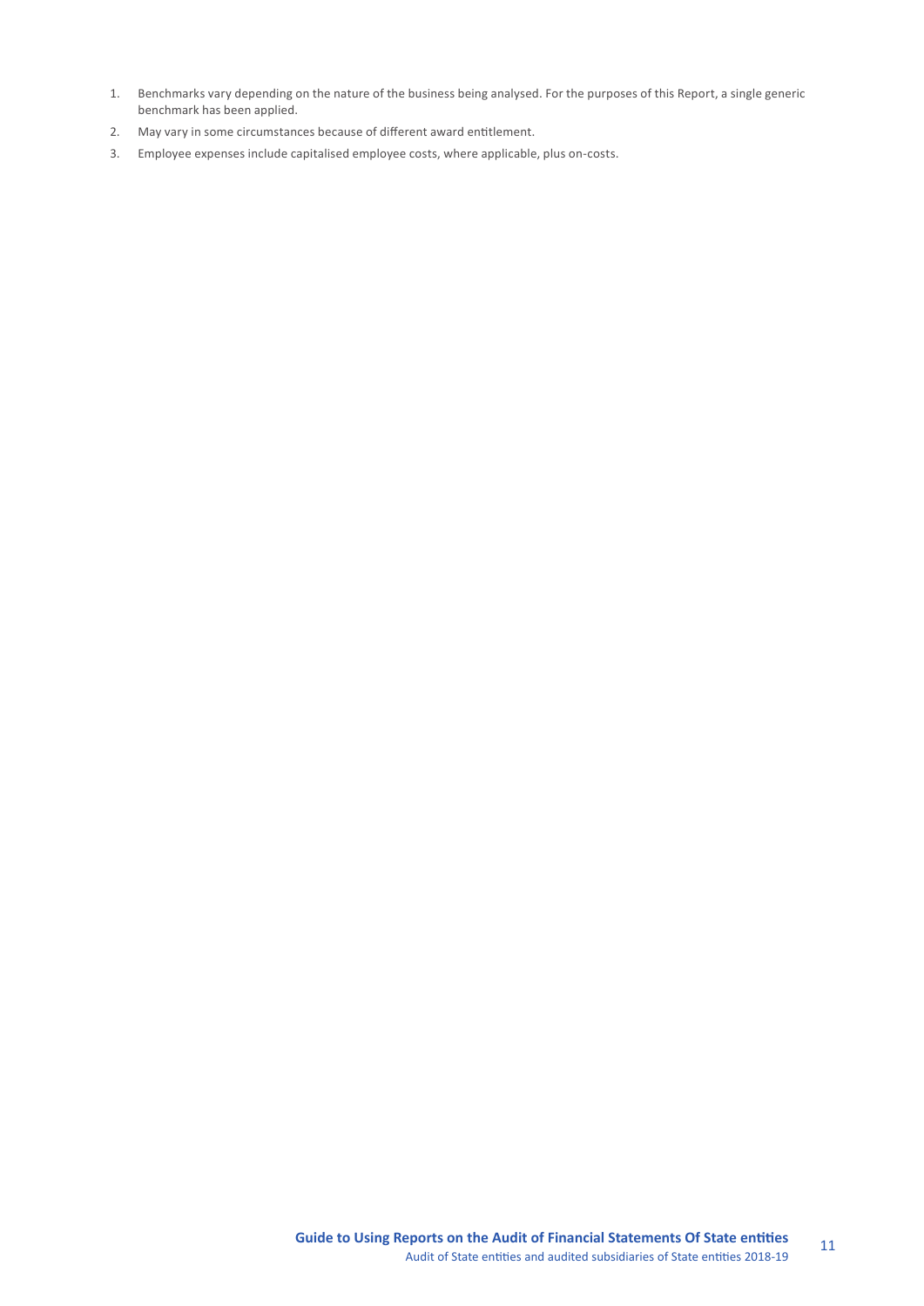1. Benchmarks vary depending on the nature of the business being analysed. For the purposes of this Report, a single generic benchmark has been applied.
2. May vary in some circumstances because of different award entitlement.
3. Employee expenses include capitalised employee costs, where applicable, plus on-costs.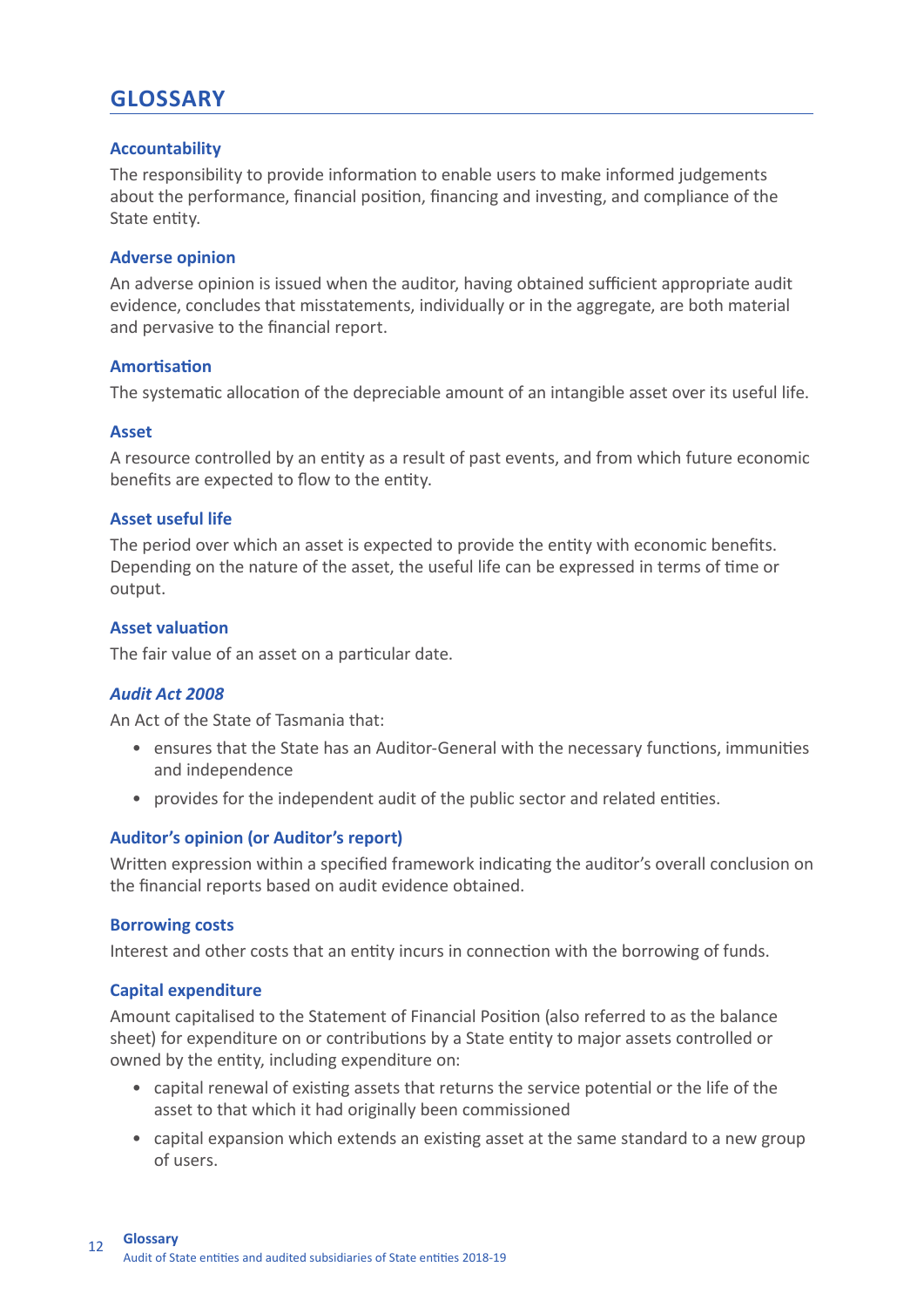## GLOSSARY

### Accountability

The responsibility to provide information to enable users to make informed judgements about the performance, financial position, financing and investing, and compliance of the State entity.

### Adverse opinion

An adverse opinion is issued when the auditor, having obtained sufficient appropriate audit evidence, concludes that misstatements, individually or in the aggregate, are both material and pervasive to the financial report.

### Amortisation

The systematic allocation of the depreciable amount of an intangible asset over its useful life.

### Asset

A resource controlled by an entity as a result of past events, and from which future economic benefits are expected to flow to the entity.

### Asset useful life

The period over which an asset is expected to provide the entity with economic benefits. Depending on the nature of the asset, the useful life can be expressed in terms of time or output.

### Asset valuation

The fair value of an asset on a particular date.

### *Audit Act 2008*

An Act of the State of Tasmania that:

- ensures that the State has an Auditor-General with the necessary functions, immunities and independence
- provides for the independent audit of the public sector and related entities.

### Auditor's opinion (or Auditor's report)

Written expression within a specified framework indicating the auditor's overall conclusion on the financial reports based on audit evidence obtained.

### Borrowing costs

Interest and other costs that an entity incurs in connection with the borrowing of funds.

### Capital expenditure

Amount capitalised to the Statement of Financial Position (also referred to as the balance sheet) for expenditure on or contributions by a State entity to major assets controlled or owned by the entity, including expenditure on:

- capital renewal of existing assets that returns the service potential or the life of the asset to that which it had originally been commissioned
- capital expansion which extends an existing asset at the same standard to a new group of users.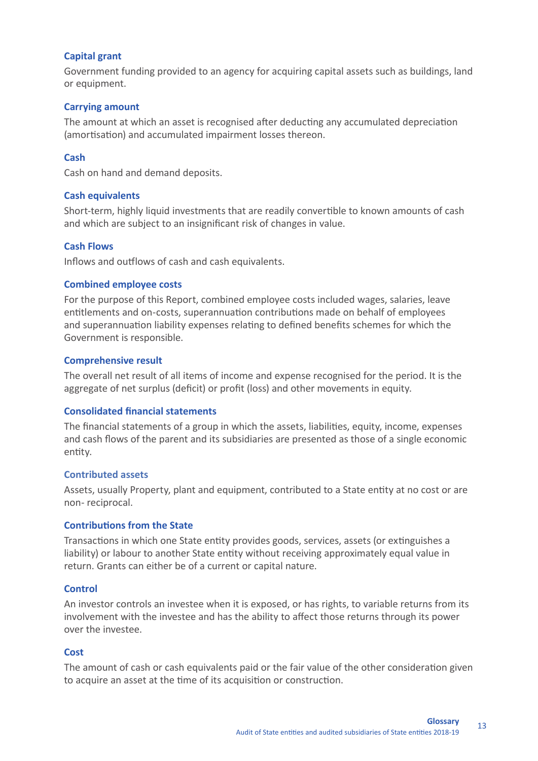### Capital grant

Government funding provided to an agency for acquiring capital assets such as buildings, land or equipment.

### Carrying amount

The amount at which an asset is recognised after deducting any accumulated depreciation (amortisation) and accumulated impairment losses thereon.

### Cash

Cash on hand and demand deposits.

### Cash equivalents

Short-term, highly liquid investments that are readily convertible to known amounts of cash and which are subject to an insignificant risk of changes in value.

### Cash Flows

Inflows and outflows of cash and cash equivalents.

### Combined employee costs

For the purpose of this Report, combined employee costs included wages, salaries, leave entitlements and on-costs, superannuation contributions made on behalf of employees and superannuation liability expenses relating to defined benefits schemes for which the Government is responsible.

### Comprehensive result

The overall net result of all items of income and expense recognised for the period. It is the aggregate of net surplus (deficit) or profit (loss) and other movements in equity.

### Consolidated financial statements

The financial statements of a group in which the assets, liabilities, equity, income, expenses and cash flows of the parent and its subsidiaries are presented as those of a single economic entity.

### Contributed assets

Assets, usually Property, plant and equipment, contributed to a State entity at no cost or are non- reciprocal.

### Contributions from the State

Transactions in which one State entity provides goods, services, assets (or extinguishes a liability) or labour to another State entity without receiving approximately equal value in return. Grants can either be of a current or capital nature.

### Control

An investor controls an investee when it is exposed, or has rights, to variable returns from its involvement with the investee and has the ability to affect those returns through its power over the investee.

### Cost

The amount of cash or cash equivalents paid or the fair value of the other consideration given to acquire an asset at the time of its acquisition or construction.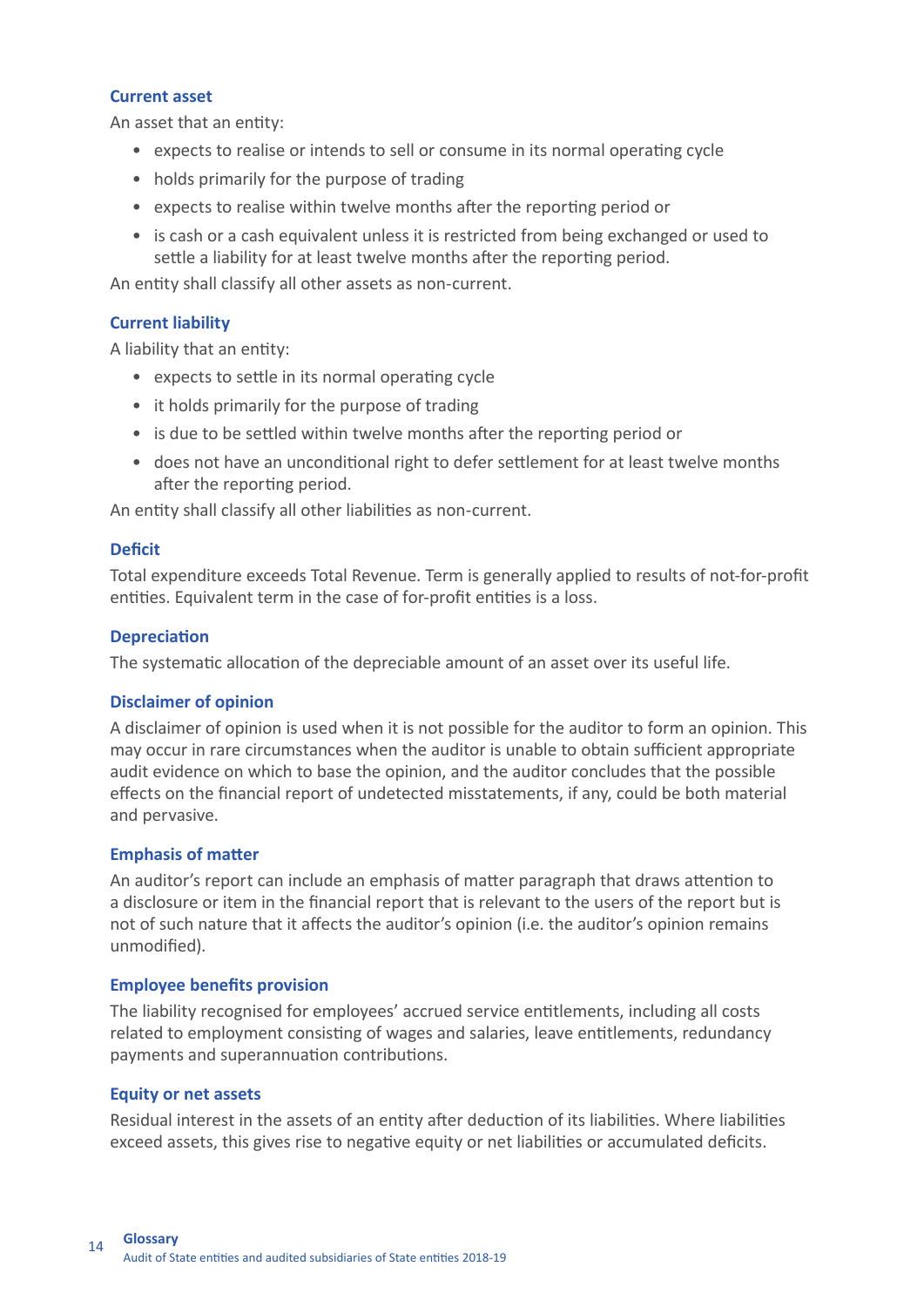### Current asset

An asset that an entity:

- expects to realise or intends to sell or consume in its normal operating cycle
- holds primarily for the purpose of trading
- expects to realise within twelve months after the reporting period or
- is cash or a cash equivalent unless it is restricted from being exchanged or used to settle a liability for at least twelve months after the reporting period.

An entity shall classify all other assets as non-current.

### Current liability

A liability that an entity:

- expects to settle in its normal operating cycle
- it holds primarily for the purpose of trading
- is due to be settled within twelve months after the reporting period or
- does not have an unconditional right to defer settlement for at least twelve months after the reporting period.

An entity shall classify all other liabilities as non-current.

### Deficit

Total expenditure exceeds Total Revenue. Term is generally applied to results of not-for-profit entities. Equivalent term in the case of for-profit entities is a loss.

### Depreciation

The systematic allocation of the depreciable amount of an asset over its useful life.

### Disclaimer of opinion

A disclaimer of opinion is used when it is not possible for the auditor to form an opinion. This may occur in rare circumstances when the auditor is unable to obtain sufficient appropriate audit evidence on which to base the opinion, and the auditor concludes that the possible effects on the financial report of undetected misstatements, if any, could be both material and pervasive.

### Emphasis of matter

An auditor's report can include an emphasis of matter paragraph that draws attention to a disclosure or item in the financial report that is relevant to the users of the report but is not of such nature that it affects the auditor's opinion (i.e. the auditor's opinion remains unmodified).

### Employee benefits provision

The liability recognised for employees' accrued service entitlements, including all costs related to employment consisting of wages and salaries, leave entitlements, redundancy payments and superannuation contributions.

### Equity or net assets

Residual interest in the assets of an entity after deduction of its liabilities. Where liabilities exceed assets, this gives rise to negative equity or net liabilities or accumulated deficits.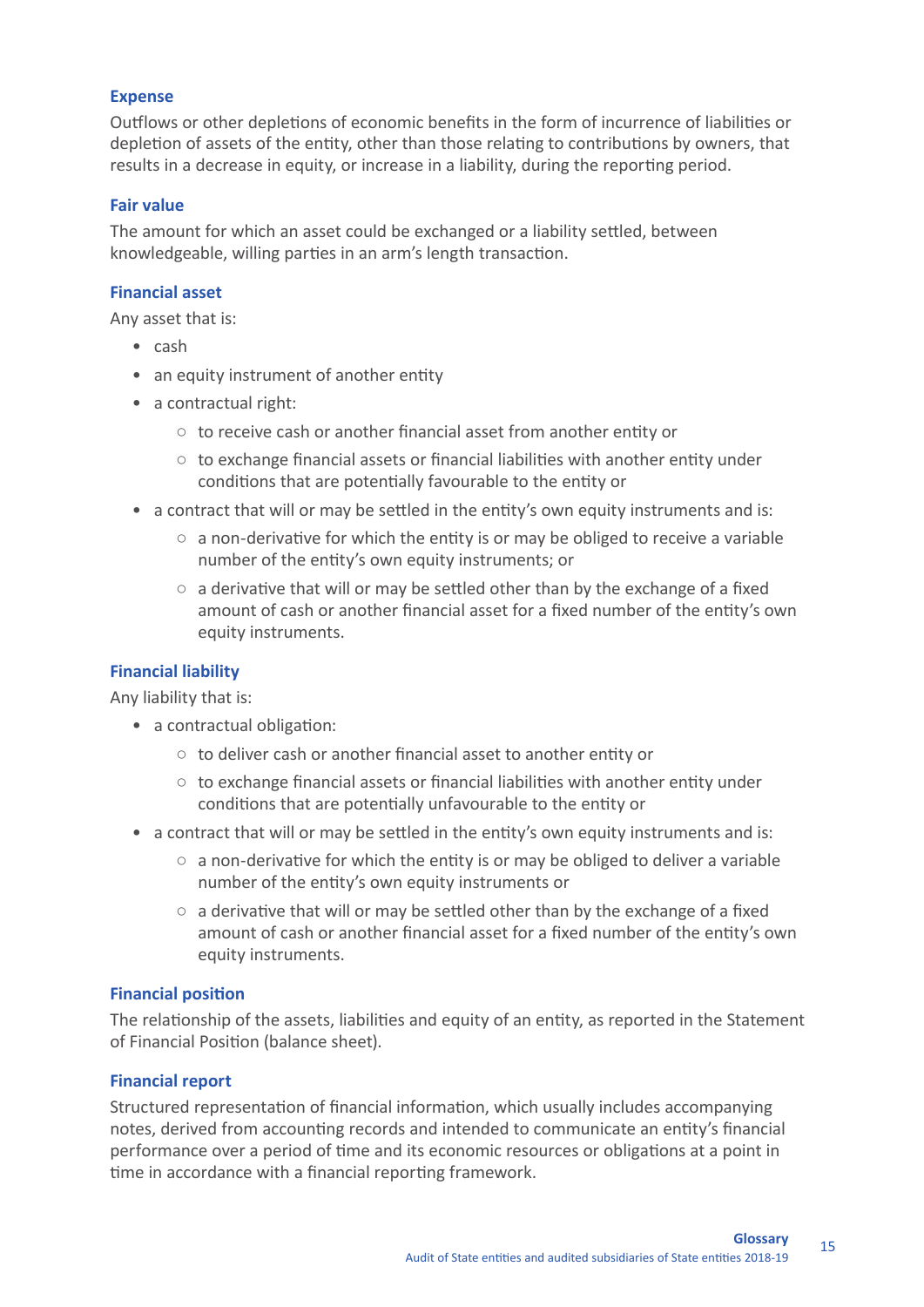### Expense

Outflows or other depletions of economic benefits in the form of incurrence of liabilities or depletion of assets of the entity, other than those relating to contributions by owners, that results in a decrease in equity, or increase in a liability, during the reporting period.

### Fair value

The amount for which an asset could be exchanged or a liability settled, between knowledgeable, willing parties in an arm's length transaction.

### Financial asset

Any asset that is:

- cash
- an equity instrument of another entity
- a contractual right:
  - to receive cash or another financial asset from another entity or
  - to exchange financial assets or financial liabilities with another entity under conditions that are potentially favourable to the entity or
- a contract that will or may be settled in the entity's own equity instruments and is:
  - a non-derivative for which the entity is or may be obliged to receive a variable number of the entity's own equity instruments; or
  - a derivative that will or may be settled other than by the exchange of a fixed amount of cash or another financial asset for a fixed number of the entity's own equity instruments.

### Financial liability

Any liability that is:

- a contractual obligation:
  - to deliver cash or another financial asset to another entity or
  - to exchange financial assets or financial liabilities with another entity under conditions that are potentially unfavourable to the entity or
- a contract that will or may be settled in the entity's own equity instruments and is:
  - a non-derivative for which the entity is or may be obliged to deliver a variable number of the entity's own equity instruments or
  - a derivative that will or may be settled other than by the exchange of a fixed amount of cash or another financial asset for a fixed number of the entity's own equity instruments.

### Financial position

The relationship of the assets, liabilities and equity of an entity, as reported in the Statement of Financial Position (balance sheet).

### Financial report

Structured representation of financial information, which usually includes accompanying notes, derived from accounting records and intended to communicate an entity's financial performance over a period of time and its economic resources or obligations at a point in time in accordance with a financial reporting framework.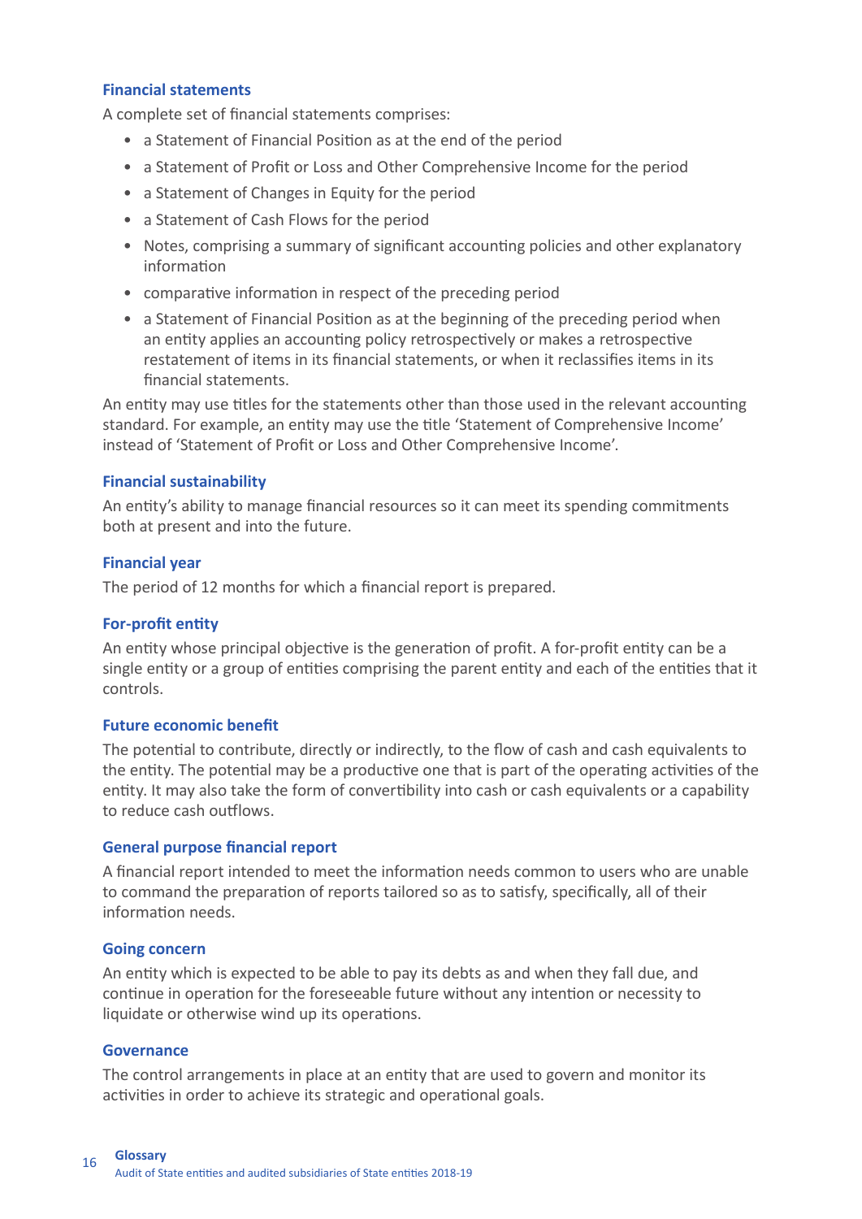### Financial statements

A complete set of financial statements comprises:

- a Statement of Financial Position as at the end of the period
- a Statement of Profit or Loss and Other Comprehensive Income for the period
- a Statement of Changes in Equity for the period
- a Statement of Cash Flows for the period
- Notes, comprising a summary of significant accounting policies and other explanatory information
- comparative information in respect of the preceding period
- a Statement of Financial Position as at the beginning of the preceding period when an entity applies an accounting policy retrospectively or makes a retrospective restatement of items in its financial statements, or when it reclassifies items in its financial statements.

An entity may use titles for the statements other than those used in the relevant accounting standard. For example, an entity may use the title 'Statement of Comprehensive Income' instead of 'Statement of Profit or Loss and Other Comprehensive Income'.

### Financial sustainability

An entity's ability to manage financial resources so it can meet its spending commitments both at present and into the future.

### Financial year

The period of 12 months for which a financial report is prepared.

### For-profit entity

An entity whose principal objective is the generation of profit. A for-profit entity can be a single entity or a group of entities comprising the parent entity and each of the entities that it controls.

### Future economic benefit

The potential to contribute, directly or indirectly, to the flow of cash and cash equivalents to the entity. The potential may be a productive one that is part of the operating activities of the entity. It may also take the form of convertibility into cash or cash equivalents or a capability to reduce cash outflows.

### General purpose financial report

A financial report intended to meet the information needs common to users who are unable to command the preparation of reports tailored so as to satisfy, specifically, all of their information needs.

### Going concern

An entity which is expected to be able to pay its debts as and when they fall due, and continue in operation for the foreseeable future without any intention or necessity to liquidate or otherwise wind up its operations.

### Governance

The control arrangements in place at an entity that are used to govern and monitor its activities in order to achieve its strategic and operational goals.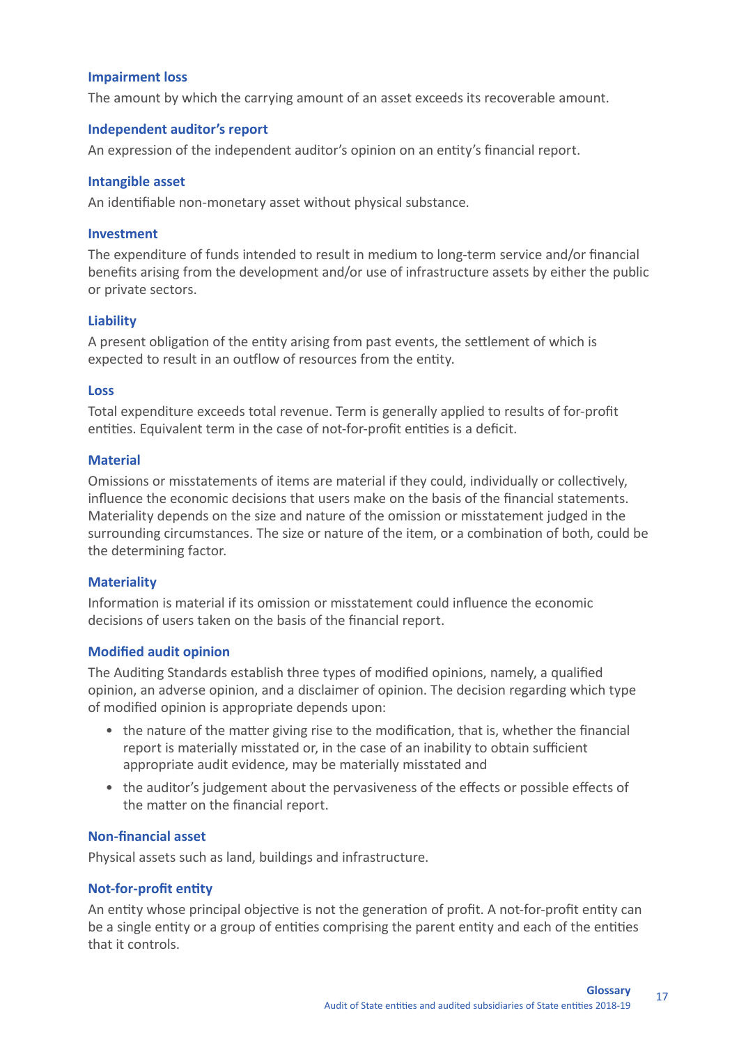### Impairment loss

The amount by which the carrying amount of an asset exceeds its recoverable amount.

### Independent auditor's report

An expression of the independent auditor's opinion on an entity's financial report.

### Intangible asset

An identifiable non-monetary asset without physical substance.

### Investment

The expenditure of funds intended to result in medium to long-term service and/or financial benefits arising from the development and/or use of infrastructure assets by either the public or private sectors.

### Liability

A present obligation of the entity arising from past events, the settlement of which is expected to result in an outflow of resources from the entity.

### Loss

Total expenditure exceeds total revenue. Term is generally applied to results of for-profit entities. Equivalent term in the case of not-for-profit entities is a deficit.

### Material

Omissions or misstatements of items are material if they could, individually or collectively, influence the economic decisions that users make on the basis of the financial statements. Materiality depends on the size and nature of the omission or misstatement judged in the surrounding circumstances. The size or nature of the item, or a combination of both, could be the determining factor.

### Materiality

Information is material if its omission or misstatement could influence the economic decisions of users taken on the basis of the financial report.

### Modified audit opinion

The Auditing Standards establish three types of modified opinions, namely, a qualified opinion, an adverse opinion, and a disclaimer of opinion. The decision regarding which type of modified opinion is appropriate depends upon:

- the nature of the matter giving rise to the modification, that is, whether the financial report is materially misstated or, in the case of an inability to obtain sufficient appropriate audit evidence, may be materially misstated and
- the auditor's judgement about the pervasiveness of the effects or possible effects of the matter on the financial report.

### Non-financial asset

Physical assets such as land, buildings and infrastructure.

### Not-for-profit entity

An entity whose principal objective is not the generation of profit. A not-for-profit entity can be a single entity or a group of entities comprising the parent entity and each of the entities that it controls.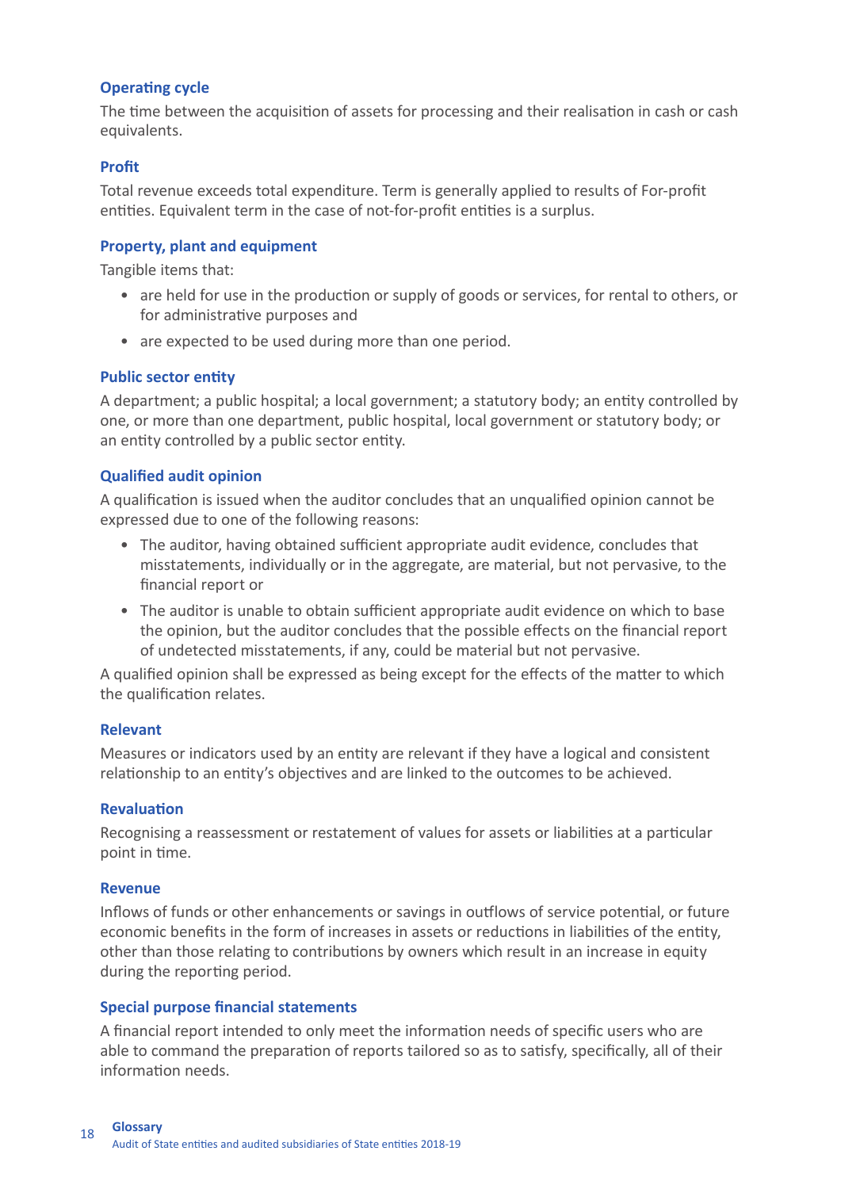### Operating cycle

The time between the acquisition of assets for processing and their realisation in cash or cash equivalents.

### Profit

Total revenue exceeds total expenditure. Term is generally applied to results of For-profit entities. Equivalent term in the case of not-for-profit entities is a surplus.

### Property, plant and equipment

Tangible items that:

- are held for use in the production or supply of goods or services, for rental to others, or for administrative purposes and
- are expected to be used during more than one period.

### Public sector entity

A department; a public hospital; a local government; a statutory body; an entity controlled by one, or more than one department, public hospital, local government or statutory body; or an entity controlled by a public sector entity.

### Qualified audit opinion

A qualification is issued when the auditor concludes that an unqualified opinion cannot be expressed due to one of the following reasons:

- The auditor, having obtained sufficient appropriate audit evidence, concludes that misstatements, individually or in the aggregate, are material, but not pervasive, to the financial report or
- The auditor is unable to obtain sufficient appropriate audit evidence on which to base the opinion, but the auditor concludes that the possible effects on the financial report of undetected misstatements, if any, could be material but not pervasive.

A qualified opinion shall be expressed as being except for the effects of the matter to which the qualification relates.

### Relevant

Measures or indicators used by an entity are relevant if they have a logical and consistent relationship to an entity's objectives and are linked to the outcomes to be achieved.

### Revaluation

Recognising a reassessment or restatement of values for assets or liabilities at a particular point in time.

### Revenue

Inflows of funds or other enhancements or savings in outflows of service potential, or future economic benefits in the form of increases in assets or reductions in liabilities of the entity, other than those relating to contributions by owners which result in an increase in equity during the reporting period.

### Special purpose financial statements

A financial report intended to only meet the information needs of specific users who are able to command the preparation of reports tailored so as to satisfy, specifically, all of their information needs.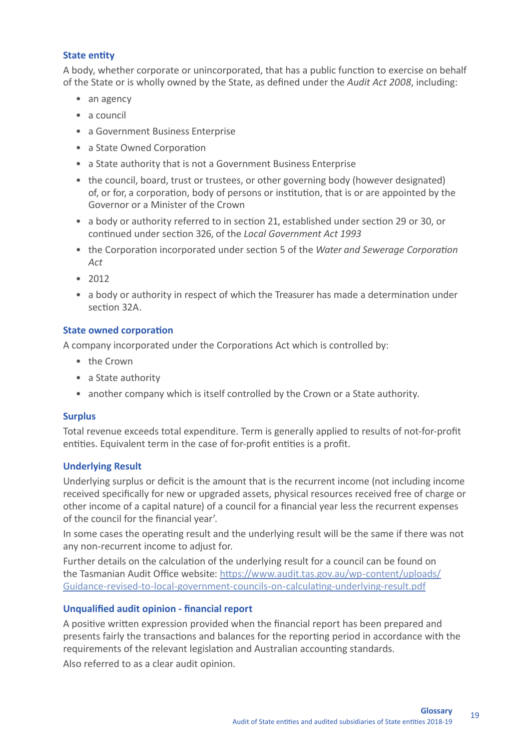### State entity

A body, whether corporate or unincorporated, that has a public function to exercise on behalf of the State or is wholly owned by the State, as defined under the *Audit Act 2008*, including:

- an agency
- a council
- a Government Business Enterprise
- a State Owned Corporation
- a State authority that is not a Government Business Enterprise
- the council, board, trust or trustees, or other governing body (however designated) of, or for, a corporation, body of persons or institution, that is or are appointed by the Governor or a Minister of the Crown
- a body or authority referred to in section 21, established under section 29 or 30, or continued under section 326, of the *Local Government Act 1993*
- the Corporation incorporated under section 5 of the *Water and Sewerage Corporation Act*
- 2012
- a body or authority in respect of which the Treasurer has made a determination under section 32A.

### State owned corporation

A company incorporated under the Corporations Act which is controlled by:

- the Crown
- a State authority
- another company which is itself controlled by the Crown or a State authority.

### Surplus

Total revenue exceeds total expenditure. Term is generally applied to results of not-for-profit entities. Equivalent term in the case of for-profit entities is a profit.

### Underlying Result

Underlying surplus or deficit is the amount that is the recurrent income (not including income received specifically for new or upgraded assets, physical resources received free of charge or other income of a capital nature) of a council for a financial year less the recurrent expenses of the council for the financial year'.

In some cases the operating result and the underlying result will be the same if there was not any non-recurrent income to adjust for.

Further details on the calculation of the underlying result for a council can be found on the Tasmanian Audit Office website: https://www.audit.tas.gov.au/wp-content/uploads/Guidance-revised-to-local-government-councils-on-calculating-underlying-result.pdf

### Unqualified audit opinion - financial report

A positive written expression provided when the financial report has been prepared and presents fairly the transactions and balances for the reporting period in accordance with the requirements of the relevant legislation and Australian accounting standards.

Also referred to as a clear audit opinion.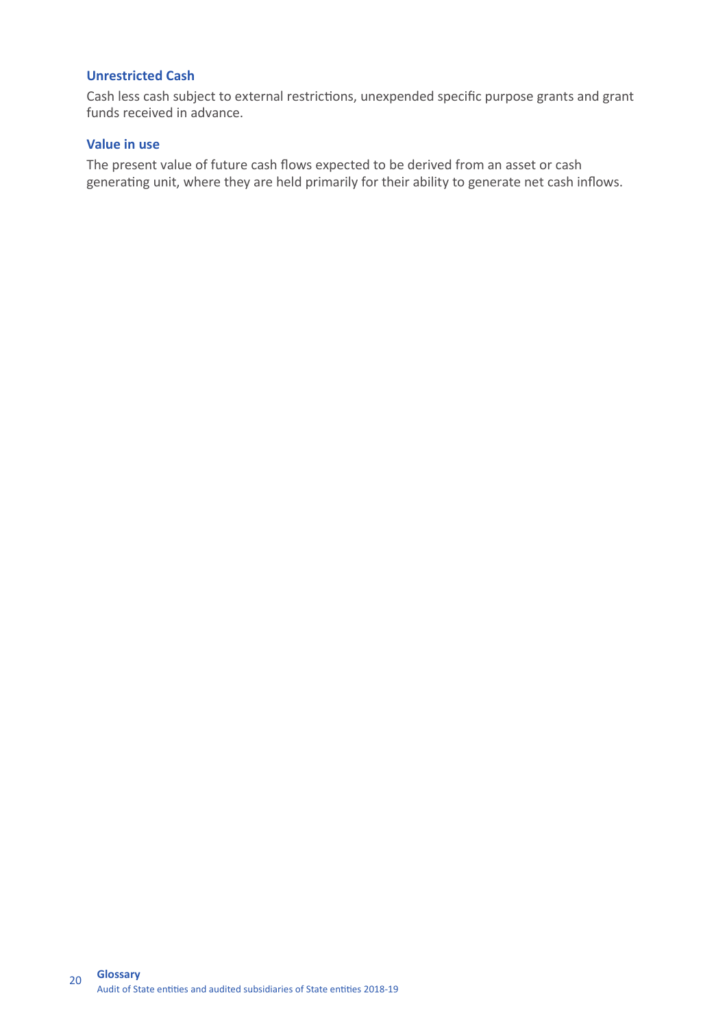### Unrestricted Cash

Cash less cash subject to external restrictions, unexpended specific purpose grants and grant funds received in advance.

### Value in use

The present value of future cash flows expected to be derived from an asset or cash generating unit, where they are held primarily for their ability to generate net cash inflows.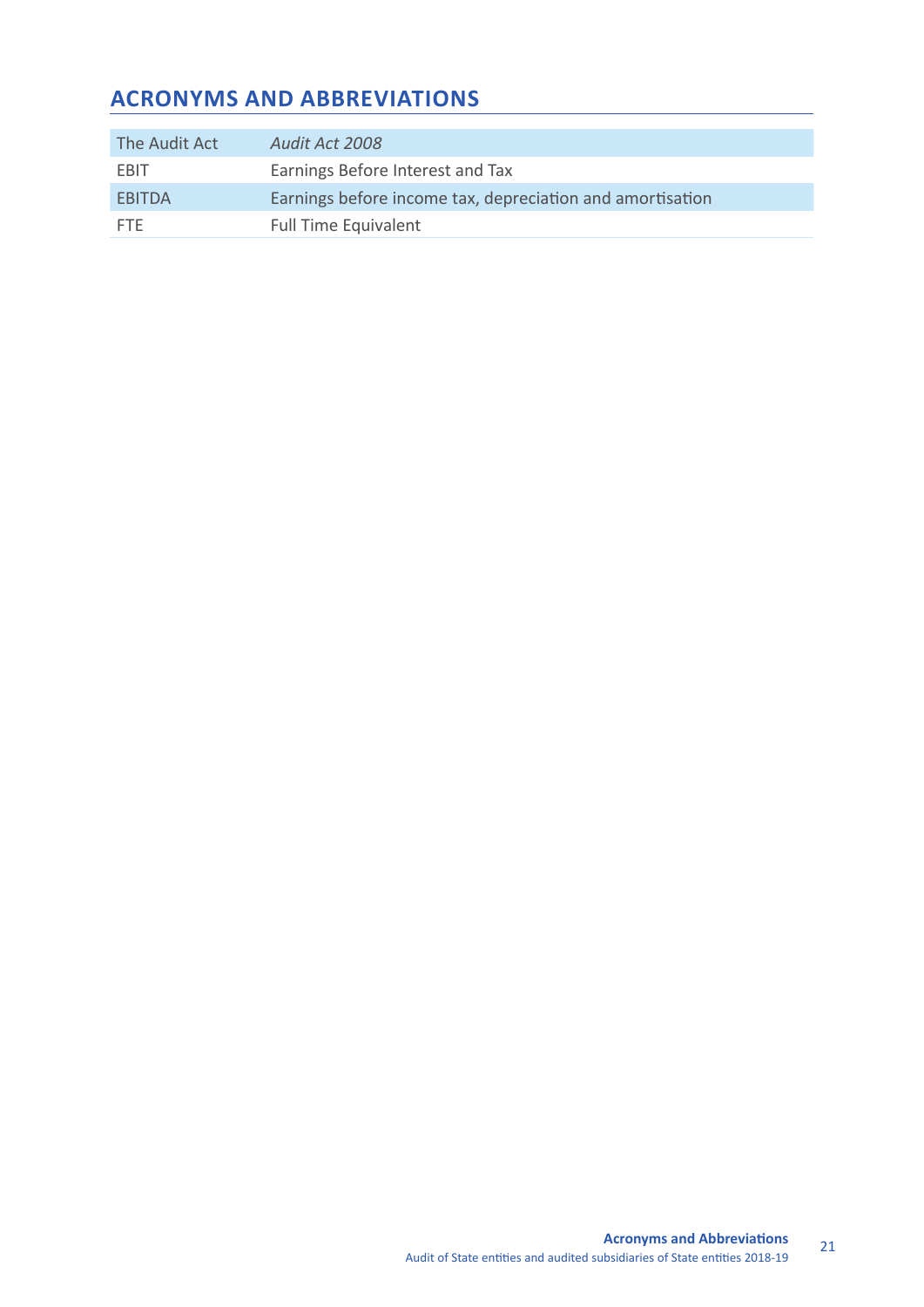# ACRONYMS AND ABBREVIATIONS

| | |
|---|---|
| The Audit Act | *Audit Act 2008* |
| EBIT | Earnings Before Interest and Tax |
| EBITDA | Earnings before income tax, depreciation and amortisation |
| FTE | Full Time Equivalent |